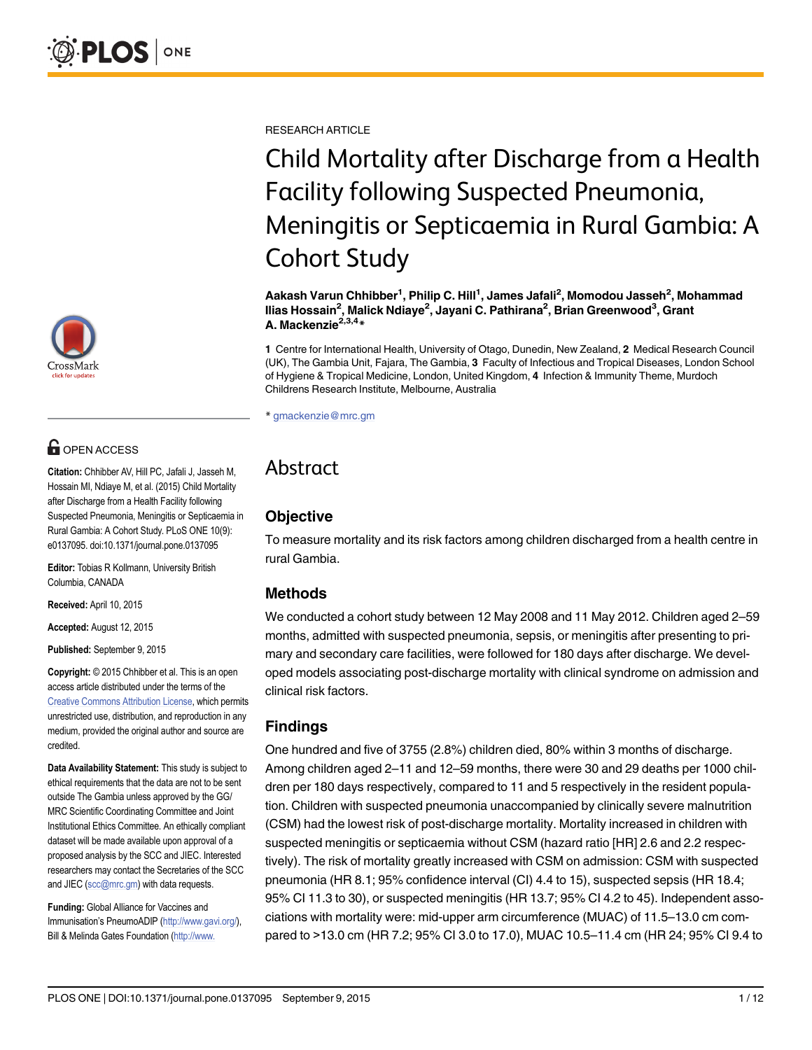RESEARCH ARTICLE

# Child Mortality after Discharge from a Health Facility following Suspected Pneumonia, Meningitis or Septicaemia in Rural Gambia: A Cohort Study

**Aakash Varun Chhibber[1], Philip C. Hill[1], James Jafali[2], Momodou Jasseh[2], Mohammad Ilias Hossain[2], Malick Ndiaye[2], Jayani C. Pathirana[2], Brian Greenwood[3], Grant A. Mackenzie[2,3,4]***

**1** Centre for International Health, University of Otago, Dunedin, New Zealand, **2** Medical Research Council (UK), The Gambia Unit, Fajara, The Gambia, **3** Faculty of Infectious and Tropical Diseases, London School of Hygiene & Tropical Medicine, London, United Kingdom, **4** Infection & Immunity Theme, Murdoch Childrens Research Institute, Melbourne, Australia

* gmackenzie@mrc.gm

OPEN ACCESS

**Citation:** Chhibber AV, Hill PC, Jafali J, Jasseh M, Hossain MI, Ndiaye M, et al. (2015) Child Mortality after Discharge from a Health Facility following Suspected Pneumonia, Meningitis or Septicaemia in Rural Gambia: A Cohort Study. PLoS ONE 10(9): e0137095. doi:10.1371/journal.pone.0137095

**Editor:** Tobias R Kollmann, University British Columbia, CANADA

**Received:** April 10, 2015

**Accepted:** August 12, 2015

**Published:** September 9, 2015

**Copyright:** © 2015 Chhibber et al. This is an open access article distributed under the terms of the Creative Commons Attribution License, which permits unrestricted use, distribution, and reproduction in any medium, provided the original author and source are credited.

**Data Availability Statement:** This study is subject to ethical requirements that the data are not to be sent outside The Gambia unless approved by the GG/MRC Scientific Coordinating Committee and Joint Institutional Ethics Committee. An ethically compliant dataset will be made available upon approval of a proposed analysis by the SCC and JIEC. Interested researchers may contact the Secretaries of the SCC and JIEC (scc@mrc.gm) with data requests.

**Funding:** Global Alliance for Vaccines and Immunisation's PneumoADIP (http://www.gavi.org/), Bill & Melinda Gates Foundation (http://www.

## Abstract

### Objective

To measure mortality and its risk factors among children discharged from a health centre in rural Gambia.

### Methods

We conducted a cohort study between 12 May 2008 and 11 May 2012. Children aged 2–59 months, admitted with suspected pneumonia, sepsis, or meningitis after presenting to primary and secondary care facilities, were followed for 180 days after discharge. We developed models associating post-discharge mortality with clinical syndrome on admission and clinical risk factors.

### Findings

One hundred and five of 3755 (2.8%) children died, 80% within 3 months of discharge. Among children aged 2–11 and 12–59 months, there were 30 and 29 deaths per 1000 children per 180 days respectively, compared to 11 and 5 respectively in the resident population. Children with suspected pneumonia unaccompanied by clinically severe malnutrition (CSM) had the lowest risk of post-discharge mortality. Mortality increased in children with suspected meningitis or septicaemia without CSM (hazard ratio [HR] 2.6 and 2.2 respectively). The risk of mortality greatly increased with CSM on admission: CSM with suspected pneumonia (HR 8.1; 95% confidence interval (CI) 4.4 to 15), suspected sepsis (HR 18.4; 95% CI 11.3 to 30), or suspected meningitis (HR 13.7; 95% CI 4.2 to 45). Independent associations with mortality were: mid-upper arm circumference (MUAC) of 11.5–13.0 cm compared to >13.0 cm (HR 7.2; 95% CI 3.0 to 17.0), MUAC 10.5–11.4 cm (HR 24; 95% CI 9.4 to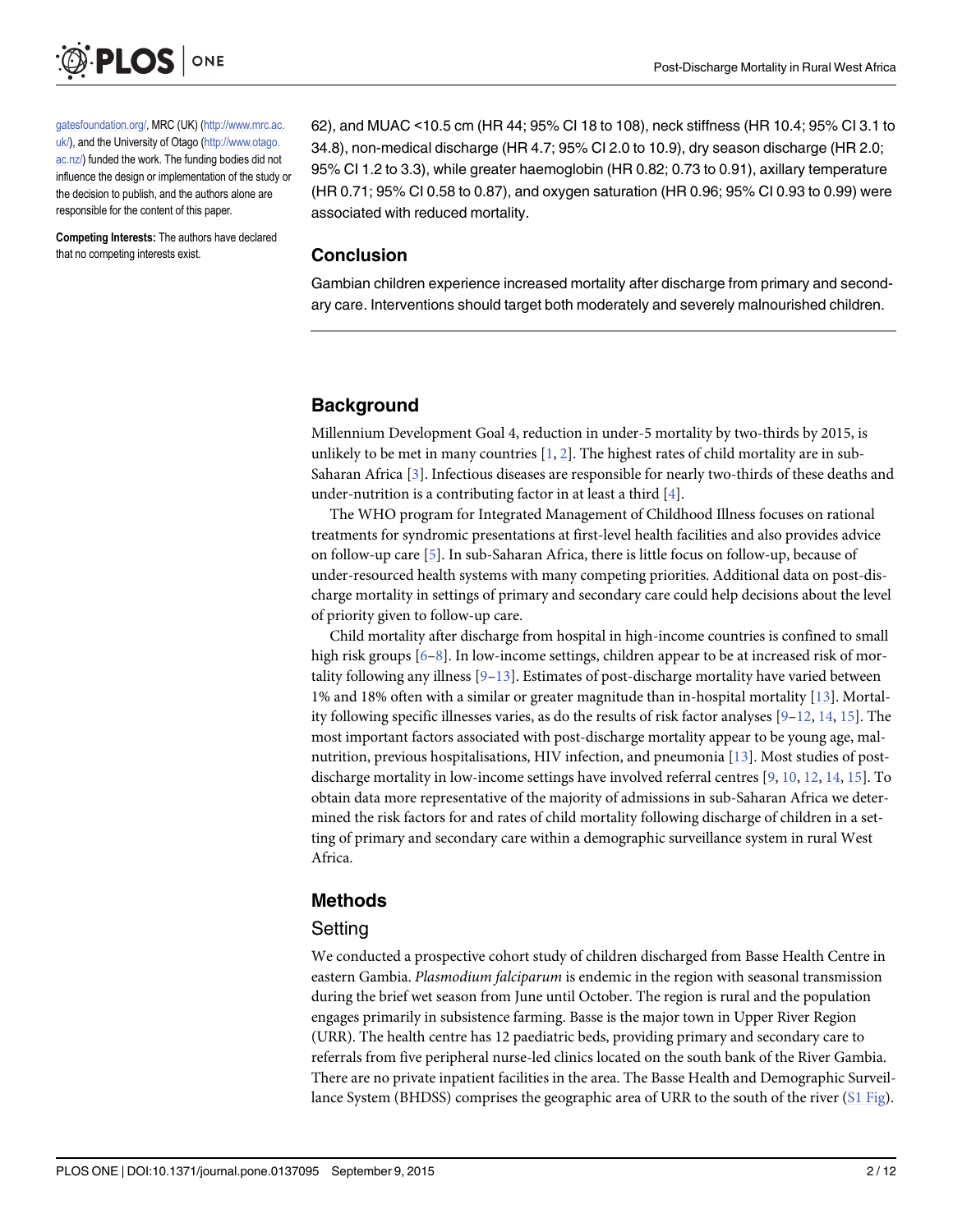gatesfoundation.org/, MRC (UK) (http://www.mrc.ac.uk/), and the University of Otago (http://www.otago.ac.nz/) funded the work. The funding bodies did not influence the design or implementation of the study or the decision to publish, and the authors alone are responsible for the content of this paper.

**Competing Interests:** The authors have declared that no competing interests exist.

62), and MUAC <10.5 cm (HR 44; 95% CI 18 to 108), neck stiffness (HR 10.4; 95% CI 3.1 to 34.8), non-medical discharge (HR 4.7; 95% CI 2.0 to 10.9), dry season discharge (HR 2.0; 95% CI 1.2 to 3.3), while greater haemoglobin (HR 0.82; 0.73 to 0.91), axillary temperature (HR 0.71; 95% CI 0.58 to 0.87), and oxygen saturation (HR 0.96; 95% CI 0.93 to 0.99) were associated with reduced mortality.

## Conclusion

Gambian children experience increased mortality after discharge from primary and secondary care. Interventions should target both moderately and severely malnourished children.

## Background

Millennium Development Goal 4, reduction in under-5 mortality by two-thirds by 2015, is unlikely to be met in many countries [1, 2]. The highest rates of child mortality are in sub-Saharan Africa [3]. Infectious diseases are responsible for nearly two-thirds of these deaths and under-nutrition is a contributing factor in at least a third [4].

The WHO program for Integrated Management of Childhood Illness focuses on rational treatments for syndromic presentations at first-level health facilities and also provides advice on follow-up care [5]. In sub-Saharan Africa, there is little focus on follow-up, because of under-resourced health systems with many competing priorities. Additional data on post-discharge mortality in settings of primary and secondary care could help decisions about the level of priority given to follow-up care.

Child mortality after discharge from hospital in high-income countries is confined to small high risk groups [6–8]. In low-income settings, children appear to be at increased risk of mortality following any illness [9–13]. Estimates of post-discharge mortality have varied between 1% and 18% often with a similar or greater magnitude than in-hospital mortality [13]. Mortality following specific illnesses varies, as do the results of risk factor analyses [9–12, 14, 15]. The most important factors associated with post-discharge mortality appear to be young age, malnutrition, previous hospitalisations, HIV infection, and pneumonia [13]. Most studies of post-discharge mortality in low-income settings have involved referral centres [9, 10, 12, 14, 15]. To obtain data more representative of the majority of admissions in sub-Saharan Africa we determined the risk factors for and rates of child mortality following discharge of children in a setting of primary and secondary care within a demographic surveillance system in rural West Africa.

## Methods

### Setting

We conducted a prospective cohort study of children discharged from Basse Health Centre in eastern Gambia. *Plasmodium falciparum* is endemic in the region with seasonal transmission during the brief wet season from June until October. The region is rural and the population engages primarily in subsistence farming. Basse is the major town in Upper River Region (URR). The health centre has 12 paediatric beds, providing primary and secondary care to referrals from five peripheral nurse-led clinics located on the south bank of the River Gambia. There are no private inpatient facilities in the area. The Basse Health and Demographic Surveillance System (BHDSS) comprises the geographic area of URR to the south of the river (S1 Fig).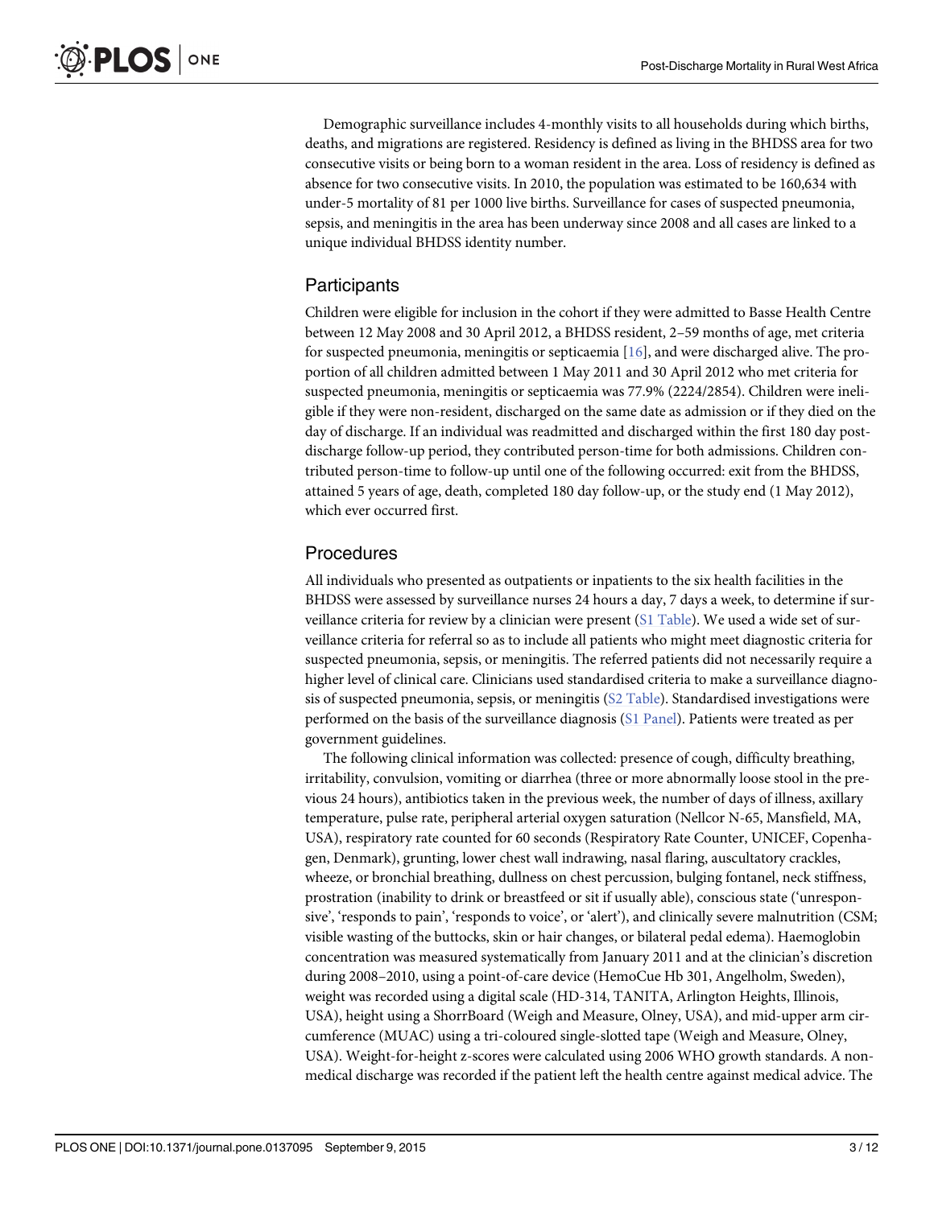Demographic surveillance includes 4-monthly visits to all households during which births, deaths, and migrations are registered. Residency is defined as living in the BHDSS area for two consecutive visits or being born to a woman resident in the area. Loss of residency is defined as absence for two consecutive visits. In 2010, the population was estimated to be 160,634 with under-5 mortality of 81 per 1000 live births. Surveillance for cases of suspected pneumonia, sepsis, and meningitis in the area has been underway since 2008 and all cases are linked to a unique individual BHDSS identity number.

## Participants

Children were eligible for inclusion in the cohort if they were admitted to Basse Health Centre between 12 May 2008 and 30 April 2012, a BHDSS resident, 2–59 months of age, met criteria for suspected pneumonia, meningitis or septicaemia [16], and were discharged alive. The proportion of all children admitted between 1 May 2011 and 30 April 2012 who met criteria for suspected pneumonia, meningitis or septicaemia was 77.9% (2224/2854). Children were ineligible if they were non-resident, discharged on the same date as admission or if they died on the day of discharge. If an individual was readmitted and discharged within the first 180 day post-discharge follow-up period, they contributed person-time for both admissions. Children contributed person-time to follow-up until one of the following occurred: exit from the BHDSS, attained 5 years of age, death, completed 180 day follow-up, or the study end (1 May 2012), which ever occurred first.

## Procedures

All individuals who presented as outpatients or inpatients to the six health facilities in the BHDSS were assessed by surveillance nurses 24 hours a day, 7 days a week, to determine if surveillance criteria for review by a clinician were present (S1 Table). We used a wide set of surveillance criteria for referral so as to include all patients who might meet diagnostic criteria for suspected pneumonia, sepsis, or meningitis. The referred patients did not necessarily require a higher level of clinical care. Clinicians used standardised criteria to make a surveillance diagnosis of suspected pneumonia, sepsis, or meningitis (S2 Table). Standardised investigations were performed on the basis of the surveillance diagnosis (S1 Panel). Patients were treated as per government guidelines.

The following clinical information was collected: presence of cough, difficulty breathing, irritability, convulsion, vomiting or diarrhea (three or more abnormally loose stool in the previous 24 hours), antibiotics taken in the previous week, the number of days of illness, axillary temperature, pulse rate, peripheral arterial oxygen saturation (Nellcor N-65, Mansfield, MA, USA), respiratory rate counted for 60 seconds (Respiratory Rate Counter, UNICEF, Copenhagen, Denmark), grunting, lower chest wall indrawing, nasal flaring, auscultatory crackles, wheeze, or bronchial breathing, dullness on chest percussion, bulging fontanel, neck stiffness, prostration (inability to drink or breastfeed or sit if usually able), conscious state ('unresponsive', 'responds to pain', 'responds to voice', or 'alert'), and clinically severe malnutrition (CSM; visible wasting of the buttocks, skin or hair changes, or bilateral pedal edema). Haemoglobin concentration was measured systematically from January 2011 and at the clinician's discretion during 2008–2010, using a point-of-care device (HemoCue Hb 301, Angelholm, Sweden), weight was recorded using a digital scale (HD-314, TANITA, Arlington Heights, Illinois, USA), height using a ShorrBoard (Weigh and Measure, Olney, USA), and mid-upper arm circumference (MUAC) using a tri-coloured single-slotted tape (Weigh and Measure, Olney, USA). Weight-for-height z-scores were calculated using 2006 WHO growth standards. A non-medical discharge was recorded if the patient left the health centre against medical advice. The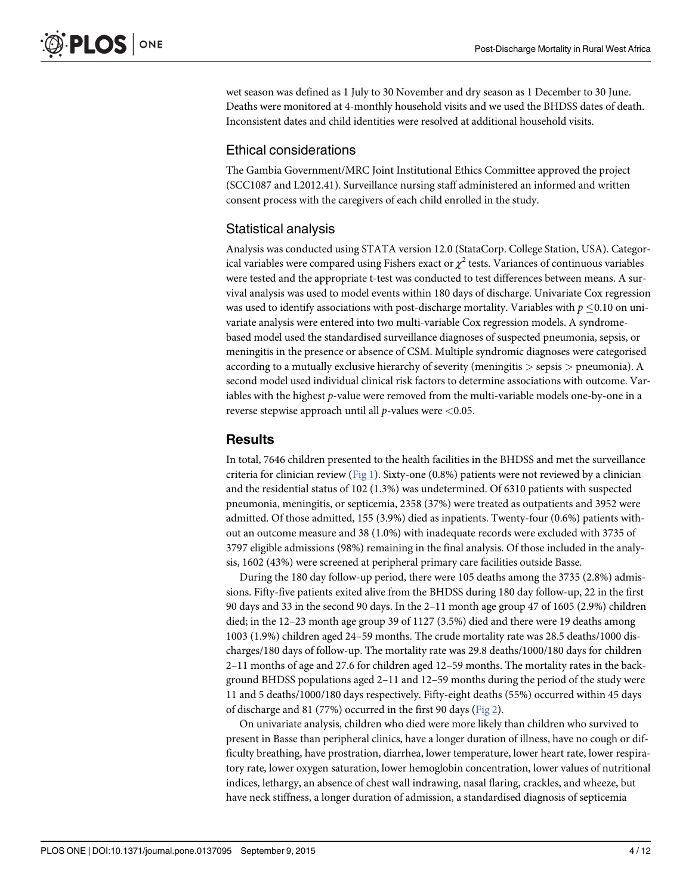wet season was defined as 1 July to 30 November and dry season as 1 December to 30 June. Deaths were monitored at 4-monthly household visits and we used the BHDSS dates of death. Inconsistent dates and child identities were resolved at additional household visits.

## Ethical considerations

The Gambia Government/MRC Joint Institutional Ethics Committee approved the project (SCC1087 and L2012.41). Surveillance nursing staff administered an informed and written consent process with the caregivers of each child enrolled in the study.

## Statistical analysis

Analysis was conducted using STATA version 12.0 (StataCorp. College Station, USA). Categorical variables were compared using Fishers exact or $\chi^2$ tests. Variances of continuous variables were tested and the appropriate t-test was conducted to test differences between means. A survival analysis was used to model events within 180 days of discharge. Univariate Cox regression was used to identify associations with post-discharge mortality. Variables with $p \leq 0.10$ on univariate analysis were entered into two multi-variable Cox regression models. A syndrome-based model used the standardised surveillance diagnoses of suspected pneumonia, sepsis, or meningitis in the presence or absence of CSM. Multiple syndromic diagnoses were categorised according to a mutually exclusive hierarchy of severity (meningitis > sepsis > pneumonia). A second model used individual clinical risk factors to determine associations with outcome. Variables with the highest *p*-value were removed from the multi-variable models one-by-one in a reverse stepwise approach until all *p*-values were <0.05.

# Results

In total, 7646 children presented to the health facilities in the BHDSS and met the surveillance criteria for clinician review (Fig 1). Sixty-one (0.8%) patients were not reviewed by a clinician and the residential status of 102 (1.3%) was undetermined. Of 6310 patients with suspected pneumonia, meningitis, or septicemia, 2358 (37%) were treated as outpatients and 3952 were admitted. Of those admitted, 155 (3.9%) died as inpatients. Twenty-four (0.6%) patients without an outcome measure and 38 (1.0%) with inadequate records were excluded with 3735 of 3797 eligible admissions (98%) remaining in the final analysis. Of those included in the analysis, 1602 (43%) were screened at peripheral primary care facilities outside Basse.

During the 180 day follow-up period, there were 105 deaths among the 3735 (2.8%) admissions. Fifty-five patients exited alive from the BHDSS during 180 day follow-up, 22 in the first 90 days and 33 in the second 90 days. In the 2–11 month age group 47 of 1605 (2.9%) children died; in the 12–23 month age group 39 of 1127 (3.5%) died and there were 19 deaths among 1003 (1.9%) children aged 24–59 months. The crude mortality rate was 28.5 deaths/1000 discharges/180 days of follow-up. The mortality rate was 29.8 deaths/1000/180 days for children 2–11 months of age and 27.6 for children aged 12–59 months. The mortality rates in the background BHDSS populations aged 2–11 and 12–59 months during the period of the study were 11 and 5 deaths/1000/180 days respectively. Fifty-eight deaths (55%) occurred within 45 days of discharge and 81 (77%) occurred in the first 90 days (Fig 2).

On univariate analysis, children who died were more likely than children who survived to present in Basse than peripheral clinics, have a longer duration of illness, have no cough or difficulty breathing, have prostration, diarrhea, lower temperature, lower heart rate, lower respiratory rate, lower oxygen saturation, lower hemoglobin concentration, lower values of nutritional indices, lethargy, an absence of chest wall indrawing, nasal flaring, crackles, and wheeze, but have neck stiffness, a longer duration of admission, a standardised diagnosis of septicemia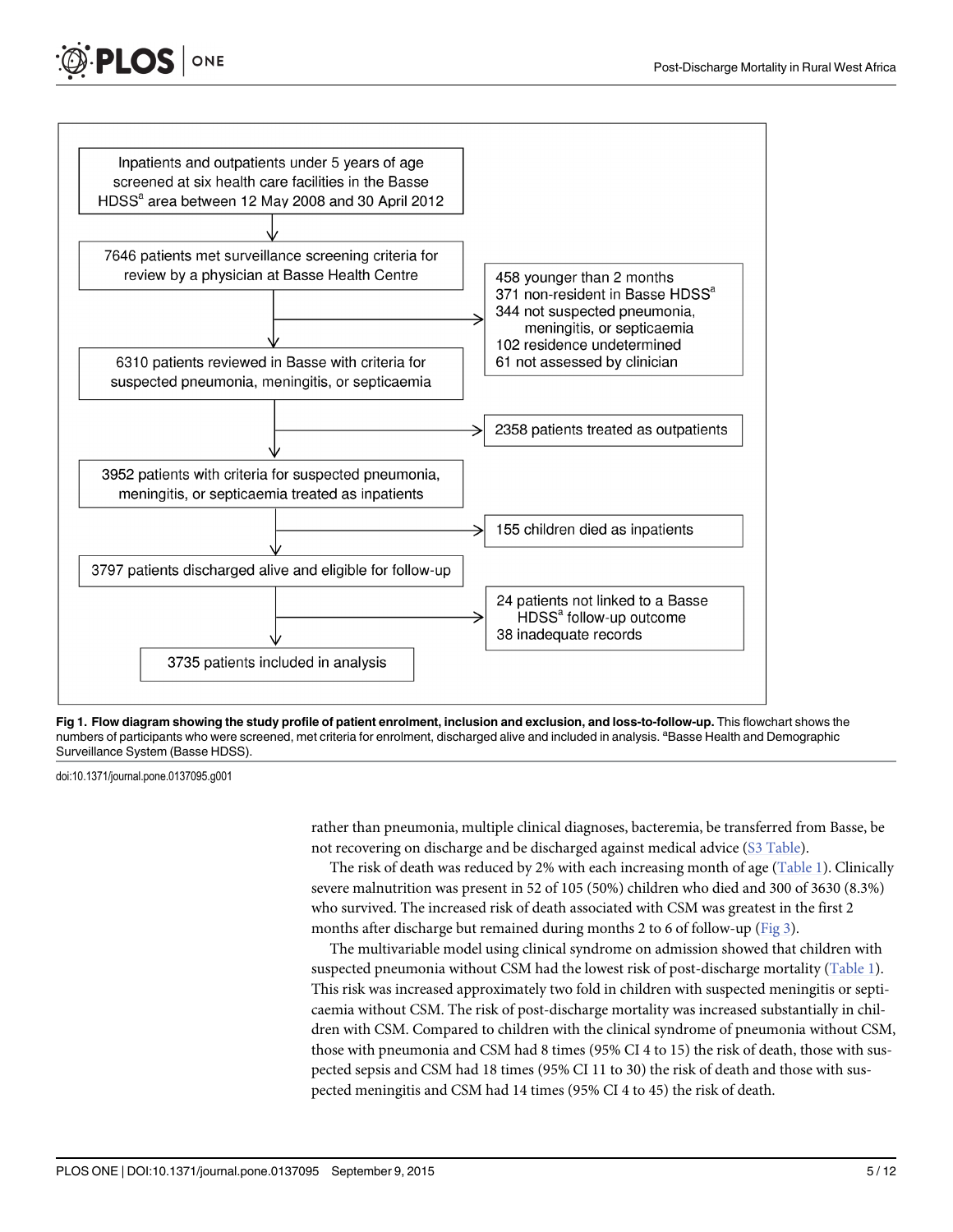Inpatients and outpatients under 5 years of age screened at six health care facilities in the Basse HDSS[a] area between 12 May 2008 and 30 April 2012

↓

7646 patients met surveillance screening criteria for review by a physician at Basse Health Centre

→ 458 younger than 2 months
371 non-resident in Basse HDSS[a]
344 not suspected pneumonia, meningitis, or septicaemia
102 residence undetermined
61 not assessed by clinician

↓

6310 patients reviewed in Basse with criteria for suspected pneumonia, meningitis, or septicaemia

→ 2358 patients treated as outpatients

↓

3952 patients with criteria for suspected pneumonia, meningitis, or septicaemia treated as inpatients

→ 155 children died as inpatients

↓

3797 patients discharged alive and eligible for follow-up

→ 24 patients not linked to a Basse HDSS[a] follow-up outcome
38 inadequate records

↓

3735 patients included in analysis

**Fig 1. Flow diagram showing the study profile of patient enrolment, inclusion and exclusion, and loss-to-follow-up.** This flowchart shows the numbers of participants who were screened, met criteria for enrolment, discharged alive and included in analysis. [a]Basse Health and Demographic Surveillance System (Basse HDSS).

doi:10.1371/journal.pone.0137095.g001

rather than pneumonia, multiple clinical diagnoses, bacteremia, be transferred from Basse, be not recovering on discharge and be discharged against medical advice (S3 Table).

The risk of death was reduced by 2% with each increasing month of age (Table 1). Clinically severe malnutrition was present in 52 of 105 (50%) children who died and 300 of 3630 (8.3%) who survived. The increased risk of death associated with CSM was greatest in the first 2 months after discharge but remained during months 2 to 6 of follow-up (Fig 3).

The multivariable model using clinical syndrome on admission showed that children with suspected pneumonia without CSM had the lowest risk of post-discharge mortality (Table 1). This risk was increased approximately two fold in children with suspected meningitis or septicaemia without CSM. The risk of post-discharge mortality was increased substantially in children with CSM. Compared to children with the clinical syndrome of pneumonia without CSM, those with pneumonia and CSM had 8 times (95% CI 4 to 15) the risk of death, those with suspected sepsis and CSM had 18 times (95% CI 11 to 30) the risk of death and those with suspected meningitis and CSM had 14 times (95% CI 4 to 45) the risk of death.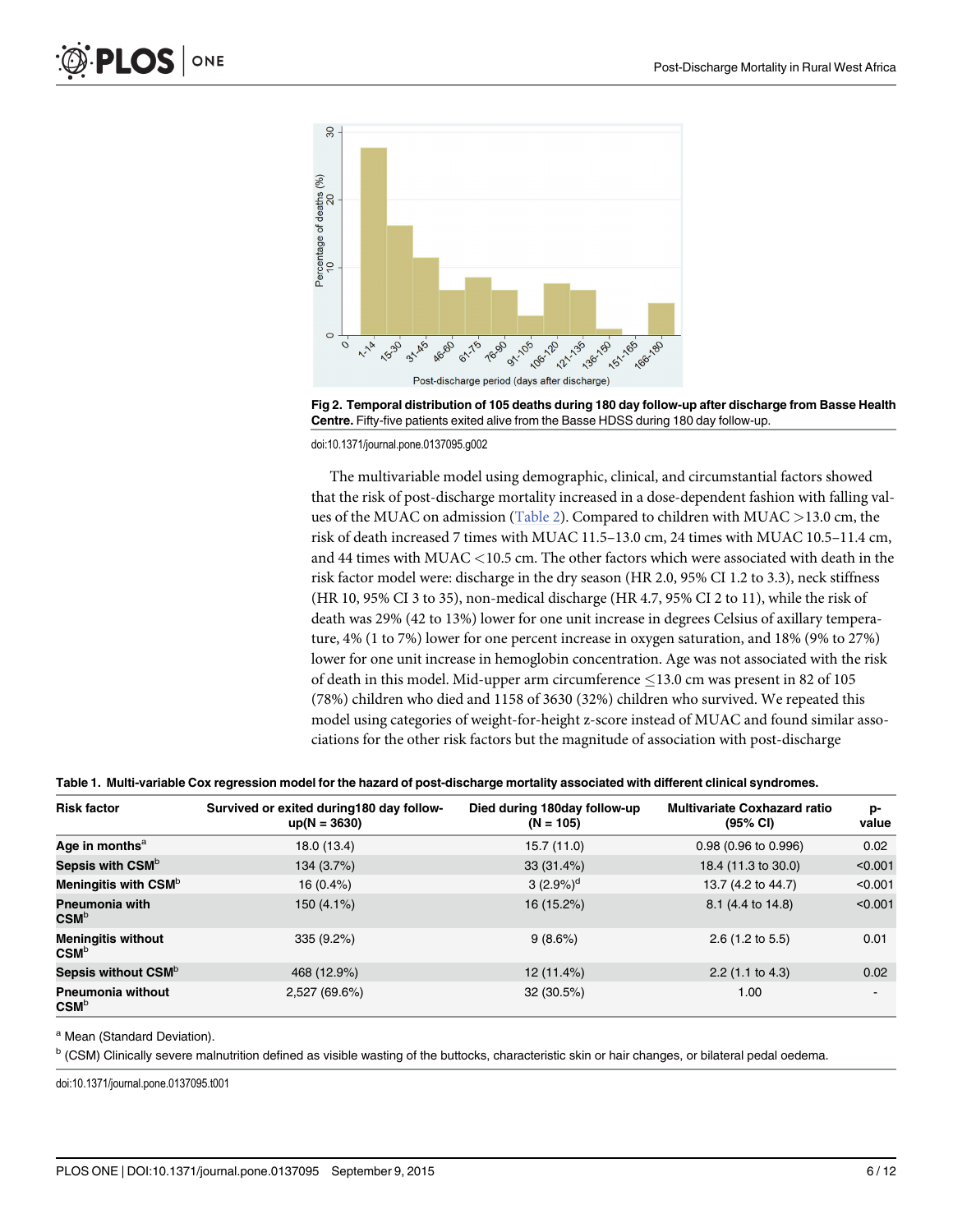Fig 2. Temporal distribution of 105 deaths during 180 day follow-up after discharge from Basse Health Centre. Fifty-five patients exited alive from the Basse HDSS during 180 day follow-up.

doi:10.1371/journal.pone.0137095.g002

The multivariable model using demographic, clinical, and circumstantial factors showed that the risk of post-discharge mortality increased in a dose-dependent fashion with falling values of the MUAC on admission (Table 2). Compared to children with MUAC >13.0 cm, the risk of death increased 7 times with MUAC 11.5–13.0 cm, 24 times with MUAC 10.5–11.4 cm, and 44 times with MUAC <10.5 cm. The other factors which were associated with death in the risk factor model were: discharge in the dry season (HR 2.0, 95% CI 1.2 to 3.3), neck stiffness (HR 10, 95% CI 3 to 35), non-medical discharge (HR 4.7, 95% CI 2 to 11), while the risk of death was 29% (42 to 13%) lower for one unit increase in degrees Celsius of axillary temperature, 4% (1 to 7%) lower for one percent increase in oxygen saturation, and 18% (9% to 27%) lower for one unit increase in hemoglobin concentration. Age was not associated with the risk of death in this model. Mid-upper arm circumference ≤13.0 cm was present in 82 of 105 (78%) children who died and 1158 of 3630 (32%) children who survived. We repeated this model using categories of weight-for-height z-score instead of MUAC and found similar associations for the other risk factors but the magnitude of association with post-discharge

**Table 1. Multi-variable Cox regression model for the hazard of post-discharge mortality associated with different clinical syndromes.**

| Risk factor | Survived or exited during180 day follow-up(N = 3630) | Died during 180day follow-up (N = 105) | Multivariate Coxhazard ratio (95% CI) | p-value |
|---|---|---|---|---|
| Age in months[a] | 18.0 (13.4) | 15.7 (11.0) | 0.98 (0.96 to 0.996) | 0.02 |
| Sepsis with CSM[b] | 134 (3.7%) | 33 (31.4%) | 18.4 (11.3 to 30.0) | <0.001 |
| Meningitis with CSM[b] | 16 (0.4%) | 3 (2.9%)[d] | 13.7 (4.2 to 44.7) | <0.001 |
| Pneumonia with CSM[b] | 150 (4.1%) | 16 (15.2%) | 8.1 (4.4 to 14.8) | <0.001 |
| Meningitis without CSM[b] | 335 (9.2%) | 9 (8.6%) | 2.6 (1.2 to 5.5) | 0.01 |
| Sepsis without CSM[b] | 468 (12.9%) | 12 (11.4%) | 2.2 (1.1 to 4.3) | 0.02 |
| Pneumonia without CSM[b] | 2,527 (69.6%) | 32 (30.5%) | 1.00 | - |

[a] Mean (Standard Deviation).

[b] (CSM) Clinically severe malnutrition defined as visible wasting of the buttocks, characteristic skin or hair changes, or bilateral pedal oedema.

doi:10.1371/journal.pone.0137095.t001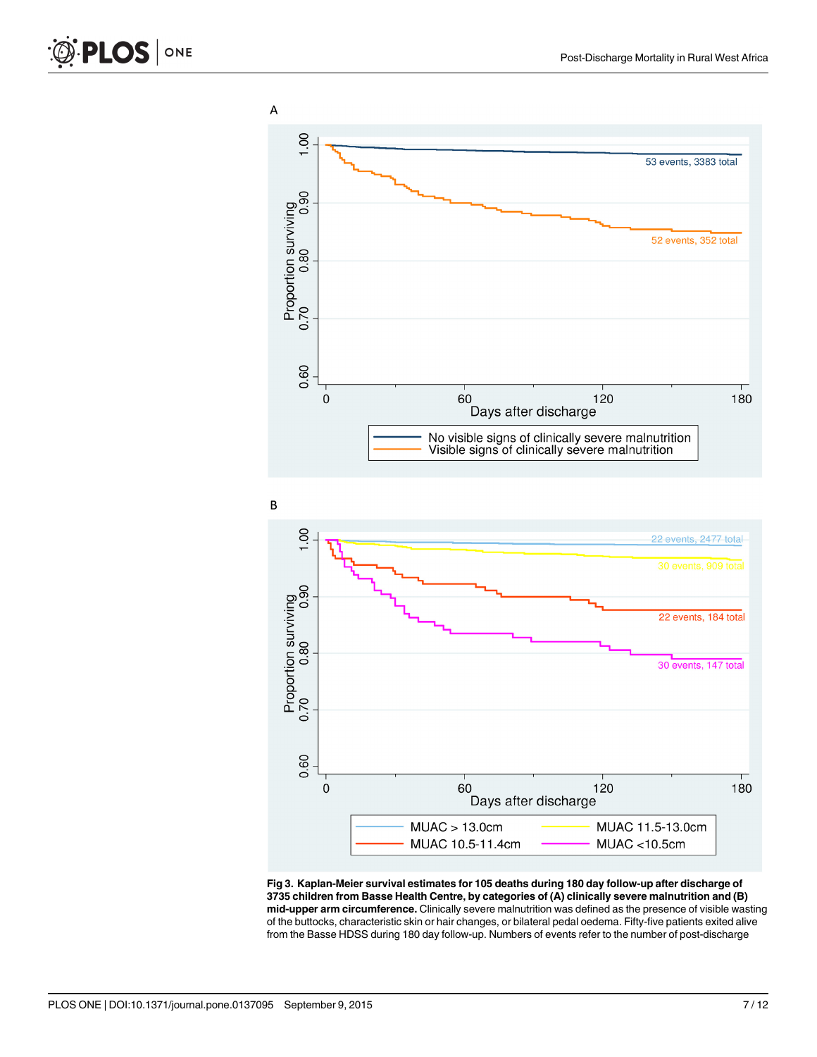**Fig 3. Kaplan-Meier survival estimates for 105 deaths during 180 day follow-up after discharge of 3735 children from Basse Health Centre, by categories of (A) clinically severe malnutrition and (B) mid-upper arm circumference.** Clinically severe malnutrition was defined as the presence of visible wasting of the buttocks, characteristic skin or hair changes, or bilateral pedal oedema. Fifty-five patients exited alive from the Basse HDSS during 180 day follow-up. Numbers of events refer to the number of post-discharge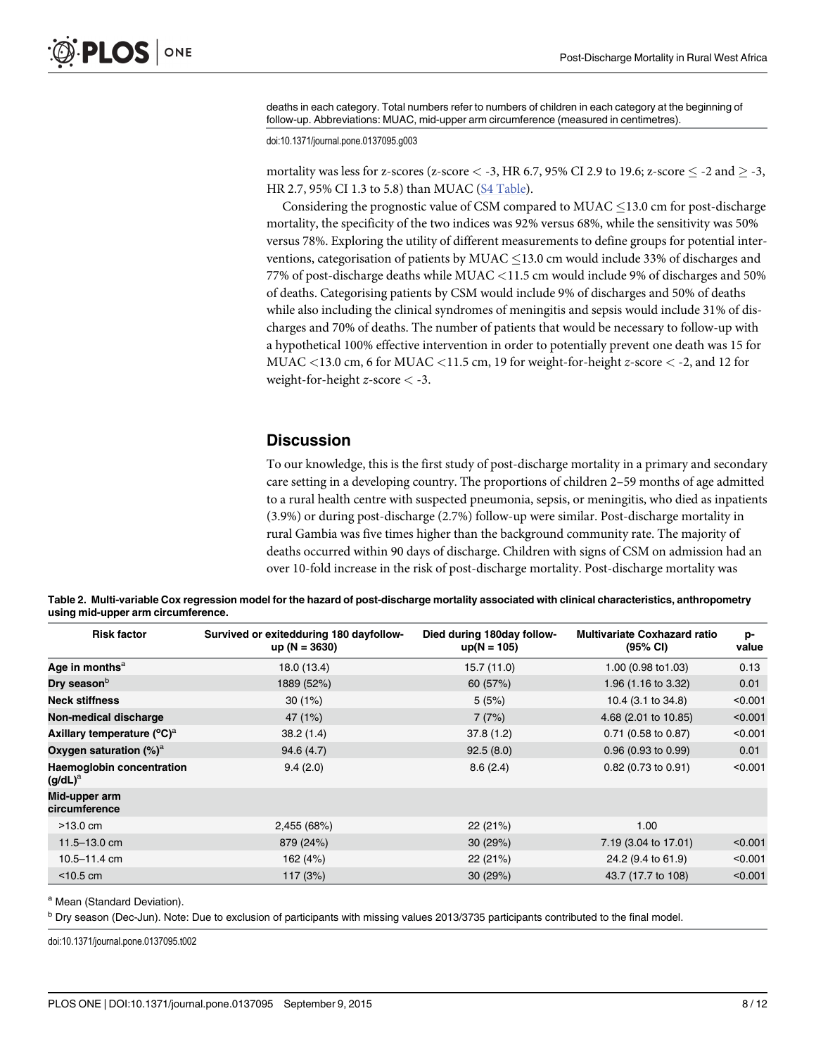deaths in each category. Total numbers refer to numbers of children in each category at the beginning of follow-up. Abbreviations: MUAC, mid-upper arm circumference (measured in centimetres).

doi:10.1371/journal.pone.0137095.g003

mortality was less for z-scores (z-score < -3, HR 6.7, 95% CI 2.9 to 19.6; z-score ≤ -2 and ≥ -3, HR 2.7, 95% CI 1.3 to 5.8) than MUAC (S4 Table).

Considering the prognostic value of CSM compared to MUAC ≤13.0 cm for post-discharge mortality, the specificity of the two indices was 92% versus 68%, while the sensitivity was 50% versus 78%. Exploring the utility of different measurements to define groups for potential interventions, categorisation of patients by MUAC ≤13.0 cm would include 33% of discharges and 77% of post-discharge deaths while MUAC <11.5 cm would include 9% of discharges and 50% of deaths. Categorising patients by CSM would include 9% of discharges and 50% of deaths while also including the clinical syndromes of meningitis and sepsis would include 31% of discharges and 70% of deaths. The number of patients that would be necessary to follow-up with a hypothetical 100% effective intervention in order to potentially prevent one death was 15 for MUAC <13.0 cm, 6 for MUAC <11.5 cm, 19 for weight-for-height *z*-score < -2, and 12 for weight-for-height *z*-score < -3.

## Discussion

To our knowledge, this is the first study of post-discharge mortality in a primary and secondary care setting in a developing country. The proportions of children 2–59 months of age admitted to a rural health centre with suspected pneumonia, sepsis, or meningitis, who died as inpatients (3.9%) or during post-discharge (2.7%) follow-up were similar. Post-discharge mortality in rural Gambia was five times higher than the background community rate. The majority of deaths occurred within 90 days of discharge. Children with signs of CSM on admission had an over 10-fold increase in the risk of post-discharge mortality. Post-discharge mortality was

**Table 2. Multi-variable Cox regression model for the hazard of post-discharge mortality associated with clinical characteristics, anthropometry using mid-upper arm circumference.**

| Risk factor | Survived or exitedduring 180 dayfollow-up (N = 3630) | Died during 180day follow-up(N = 105) | Multivariate Coxhazard ratio (95% CI) | p-value |
|---|---|---|---|---|
| **Age in months**[a] | 18.0 (13.4) | 15.7 (11.0) | 1.00 (0.98 to1.03) | 0.13 |
| **Dry season**[b] | 1889 (52%) | 60 (57%) | 1.96 (1.16 to 3.32) | 0.01 |
| **Neck stiffness** | 30 (1%) | 5 (5%) | 10.4 (3.1 to 34.8) | <0.001 |
| **Non-medical discharge** | 47 (1%) | 7 (7%) | 4.68 (2.01 to 10.85) | <0.001 |
| **Axillary temperature (°C)**[a] | 38.2 (1.4) | 37.8 (1.2) | 0.71 (0.58 to 0.87) | <0.001 |
| **Oxygen saturation (%)**[a] | 94.6 (4.7) | 92.5 (8.0) | 0.96 (0.93 to 0.99) | 0.01 |
| **Haemoglobin concentration (g/dL)**[a] | 9.4 (2.0) | 8.6 (2.4) | 0.82 (0.73 to 0.91) | <0.001 |
| **Mid-upper arm circumference** | | | | |
| >13.0 cm | 2,455 (68%) | 22 (21%) | 1.00 | |
| 11.5–13.0 cm | 879 (24%) | 30 (29%) | 7.19 (3.04 to 17.01) | <0.001 |
| 10.5–11.4 cm | 162 (4%) | 22 (21%) | 24.2 (9.4 to 61.9) | <0.001 |
| <10.5 cm | 117 (3%) | 30 (29%) | 43.7 (17.7 to 108) | <0.001 |

[a] Mean (Standard Deviation).

[b] Dry season (Dec-Jun). Note: Due to exclusion of participants with missing values 2013/3735 participants contributed to the final model.

doi:10.1371/journal.pone.0137095.t002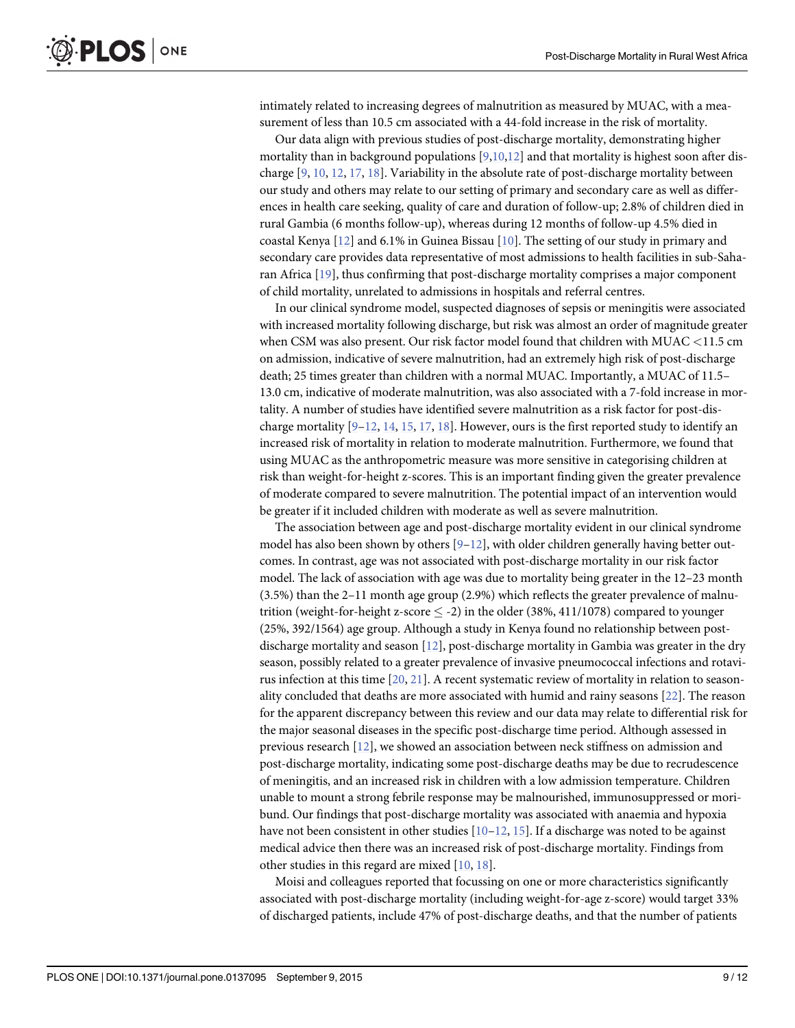intimately related to increasing degrees of malnutrition as measured by MUAC, with a measurement of less than 10.5 cm associated with a 44-fold increase in the risk of mortality.

Our data align with previous studies of post-discharge mortality, demonstrating higher mortality than in background populations [9,10,12] and that mortality is highest soon after discharge [9, 10, 12, 17, 18]. Variability in the absolute rate of post-discharge mortality between our study and others may relate to our setting of primary and secondary care as well as differences in health care seeking, quality of care and duration of follow-up; 2.8% of children died in rural Gambia (6 months follow-up), whereas during 12 months of follow-up 4.5% died in coastal Kenya [12] and 6.1% in Guinea Bissau [10]. The setting of our study in primary and secondary care provides data representative of most admissions to health facilities in sub-Saharan Africa [19], thus confirming that post-discharge mortality comprises a major component of child mortality, unrelated to admissions in hospitals and referral centres.

In our clinical syndrome model, suspected diagnoses of sepsis or meningitis were associated with increased mortality following discharge, but risk was almost an order of magnitude greater when CSM was also present. Our risk factor model found that children with MUAC <11.5 cm on admission, indicative of severe malnutrition, had an extremely high risk of post-discharge death; 25 times greater than children with a normal MUAC. Importantly, a MUAC of 11.5–13.0 cm, indicative of moderate malnutrition, was also associated with a 7-fold increase in mortality. A number of studies have identified severe malnutrition as a risk factor for post-discharge mortality [9–12, 14, 15, 17, 18]. However, ours is the first reported study to identify an increased risk of mortality in relation to moderate malnutrition. Furthermore, we found that using MUAC as the anthropometric measure was more sensitive in categorising children at risk than weight-for-height z-scores. This is an important finding given the greater prevalence of moderate compared to severe malnutrition. The potential impact of an intervention would be greater if it included children with moderate as well as severe malnutrition.

The association between age and post-discharge mortality evident in our clinical syndrome model has also been shown by others [9–12], with older children generally having better outcomes. In contrast, age was not associated with post-discharge mortality in our risk factor model. The lack of association with age was due to mortality being greater in the 12–23 month (3.5%) than the 2–11 month age group (2.9%) which reflects the greater prevalence of malnutrition (weight-for-height z-score $\leq$ -2) in the older (38%, 411/1078) compared to younger (25%, 392/1564) age group. Although a study in Kenya found no relationship between post-discharge mortality and season [12], post-discharge mortality in Gambia was greater in the dry season, possibly related to a greater prevalence of invasive pneumococcal infections and rotavirus infection at this time [20, 21]. A recent systematic review of mortality in relation to seasonality concluded that deaths are more associated with humid and rainy seasons [22]. The reason for the apparent discrepancy between this review and our data may relate to differential risk for the major seasonal diseases in the specific post-discharge time period. Although assessed in previous research [12], we showed an association between neck stiffness on admission and post-discharge mortality, indicating some post-discharge deaths may be due to recrudescence of meningitis, and an increased risk in children with a low admission temperature. Children unable to mount a strong febrile response may be malnourished, immunosuppressed or moribund. Our findings that post-discharge mortality was associated with anaemia and hypoxia have not been consistent in other studies [10–12, 15]. If a discharge was noted to be against medical advice then there was an increased risk of post-discharge mortality. Findings from other studies in this regard are mixed [10, 18].

Moisi and colleagues reported that focussing on one or more characteristics significantly associated with post-discharge mortality (including weight-for-age z-score) would target 33% of discharged patients, include 47% of post-discharge deaths, and that the number of patients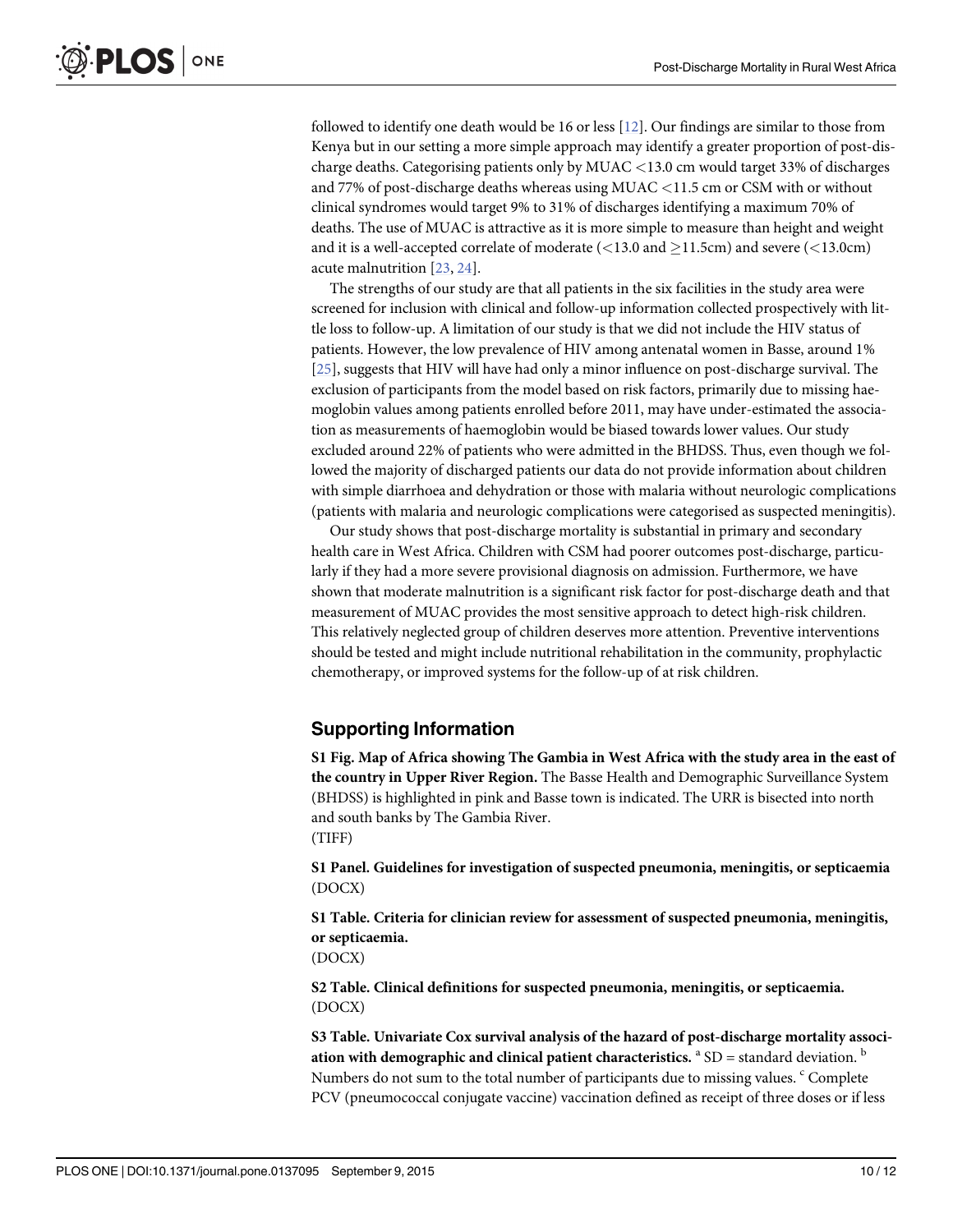followed to identify one death would be 16 or less [12]. Our findings are similar to those from Kenya but in our setting a more simple approach may identify a greater proportion of post-discharge deaths. Categorising patients only by MUAC <13.0 cm would target 33% of discharges and 77% of post-discharge deaths whereas using MUAC <11.5 cm or CSM with or without clinical syndromes would target 9% to 31% of discharges identifying a maximum 70% of deaths. The use of MUAC is attractive as it is more simple to measure than height and weight and it is a well-accepted correlate of moderate (<13.0 and ≥11.5cm) and severe (<13.0cm) acute malnutrition [23, 24].

The strengths of our study are that all patients in the six facilities in the study area were screened for inclusion with clinical and follow-up information collected prospectively with little loss to follow-up. A limitation of our study is that we did not include the HIV status of patients. However, the low prevalence of HIV among antenatal women in Basse, around 1% [25], suggests that HIV will have had only a minor influence on post-discharge survival. The exclusion of participants from the model based on risk factors, primarily due to missing haemoglobin values among patients enrolled before 2011, may have under-estimated the association as measurements of haemoglobin would be biased towards lower values. Our study excluded around 22% of patients who were admitted in the BHDSS. Thus, even though we followed the majority of discharged patients our data do not provide information about children with simple diarrhoea and dehydration or those with malaria without neurologic complications (patients with malaria and neurologic complications were categorised as suspected meningitis).

Our study shows that post-discharge mortality is substantial in primary and secondary health care in West Africa. Children with CSM had poorer outcomes post-discharge, particularly if they had a more severe provisional diagnosis on admission. Furthermore, we have shown that moderate malnutrition is a significant risk factor for post-discharge death and that measurement of MUAC provides the most sensitive approach to detect high-risk children. This relatively neglected group of children deserves more attention. Preventive interventions should be tested and might include nutritional rehabilitation in the community, prophylactic chemotherapy, or improved systems for the follow-up of at risk children.

## Supporting Information

**S1 Fig. Map of Africa showing The Gambia in West Africa with the study area in the east of the country in Upper River Region.** The Basse Health and Demographic Surveillance System (BHDSS) is highlighted in pink and Basse town is indicated. The URR is bisected into north and south banks by The Gambia River.
(TIFF)

**S1 Panel. Guidelines for investigation of suspected pneumonia, meningitis, or septicaemia**
(DOCX)

**S1 Table. Criteria for clinician review for assessment of suspected pneumonia, meningitis, or septicaemia.**
(DOCX)

**S2 Table. Clinical definitions for suspected pneumonia, meningitis, or septicaemia.**
(DOCX)

**S3 Table. Univariate Cox survival analysis of the hazard of post-discharge mortality association with demographic and clinical patient characteristics.** [a] SD = standard deviation. [b] Numbers do not sum to the total number of participants due to missing values. [c] Complete PCV (pneumococcal conjugate vaccine) vaccination defined as receipt of three doses or if less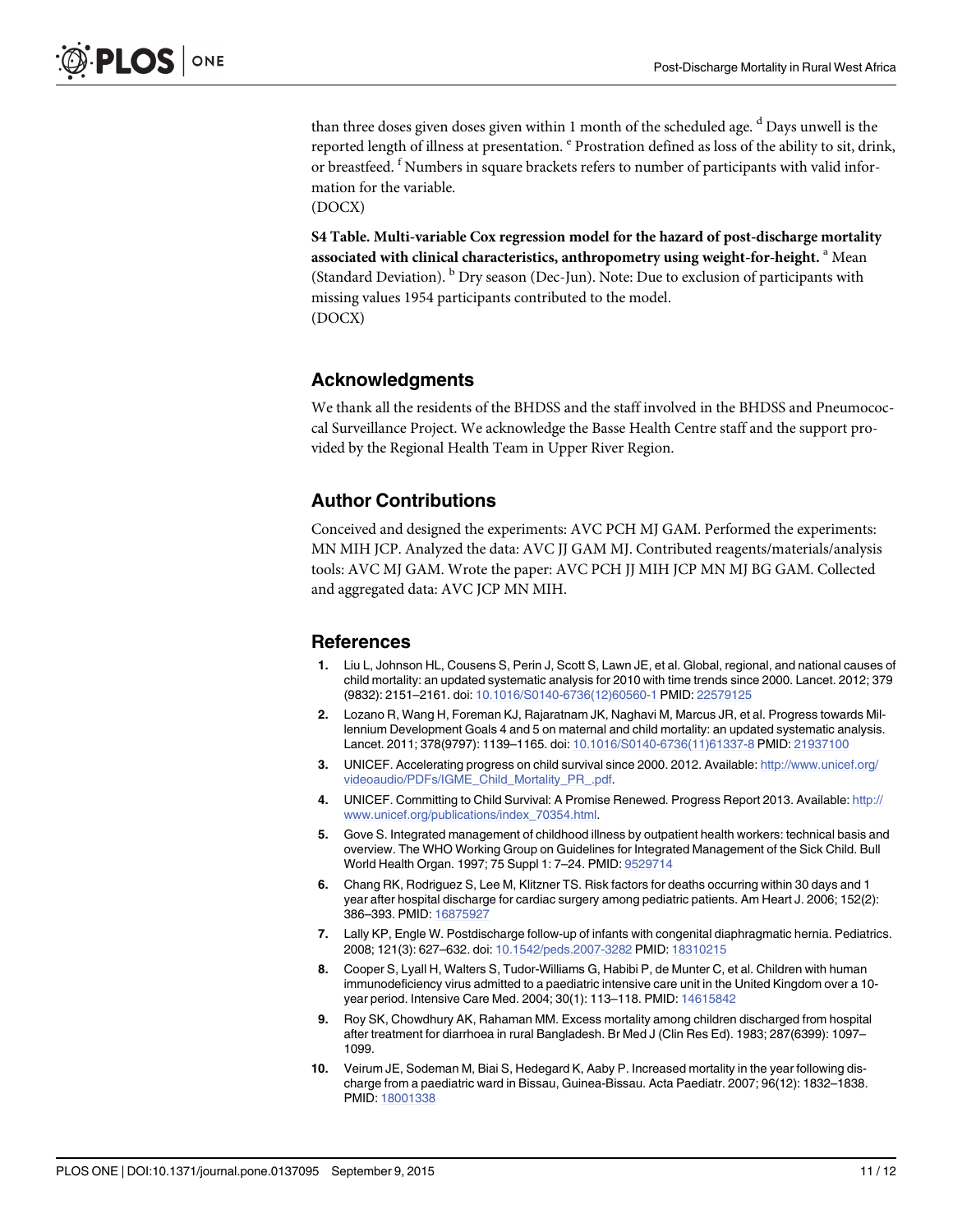than three doses given doses given within 1 month of the scheduled age. [d] Days unwell is the reported length of illness at presentation. [e] Prostration defined as loss of the ability to sit, drink, or breastfeed. [f] Numbers in square brackets refers to number of participants with valid information for the variable.
(DOCX)

**S4 Table. Multi-variable Cox regression model for the hazard of post-discharge mortality associated with clinical characteristics, anthropometry using weight-for-height.** [a] Mean (Standard Deviation). [b] Dry season (Dec-Jun). Note: Due to exclusion of participants with missing values 1954 participants contributed to the model.
(DOCX)

## Acknowledgments

We thank all the residents of the BHDSS and the staff involved in the BHDSS and Pneumococcal Surveillance Project. We acknowledge the Basse Health Centre staff and the support provided by the Regional Health Team in Upper River Region.

## Author Contributions

Conceived and designed the experiments: AVC PCH MJ GAM. Performed the experiments: MN MIH JCP. Analyzed the data: AVC JJ GAM MJ. Contributed reagents/materials/analysis tools: AVC MJ GAM. Wrote the paper: AVC PCH JJ MIH JCP MN MJ BG GAM. Collected and aggregated data: AVC JCP MN MIH.

## References

1. Liu L, Johnson HL, Cousens S, Perin J, Scott S, Lawn JE, et al. Global, regional, and national causes of child mortality: an updated systematic analysis for 2010 with time trends since 2000. Lancet. 2012; 379 (9832): 2151–2161. doi: 10.1016/S0140-6736(12)60560-1 PMID: 22579125
2. Lozano R, Wang H, Foreman KJ, Rajaratnam JK, Naghavi M, Marcus JR, et al. Progress towards Millennium Development Goals 4 and 5 on maternal and child mortality: an updated systematic analysis. Lancet. 2011; 378(9797): 1139–1165. doi: 10.1016/S0140-6736(11)61337-8 PMID: 21937100
3. UNICEF. Accelerating progress on child survival since 2000. 2012. Available: http://www.unicef.org/videoaudio/PDFs/IGME_Child_Mortality_PR_.pdf.
4. UNICEF. Committing to Child Survival: A Promise Renewed. Progress Report 2013. Available: http://www.unicef.org/publications/index_70354.html.
5. Gove S. Integrated management of childhood illness by outpatient health workers: technical basis and overview. The WHO Working Group on Guidelines for Integrated Management of the Sick Child. Bull World Health Organ. 1997; 75 Suppl 1: 7–24. PMID: 9529714
6. Chang RK, Rodriguez S, Lee M, Klitzner TS. Risk factors for deaths occurring within 30 days and 1 year after hospital discharge for cardiac surgery among pediatric patients. Am Heart J. 2006; 152(2): 386–393. PMID: 16875927
7. Lally KP, Engle W. Postdischarge follow-up of infants with congenital diaphragmatic hernia. Pediatrics. 2008; 121(3): 627–632. doi: 10.1542/peds.2007-3282 PMID: 18310215
8. Cooper S, Lyall H, Walters S, Tudor-Williams G, Habibi P, de Munter C, et al. Children with human immunodeficiency virus admitted to a paediatric intensive care unit in the United Kingdom over a 10-year period. Intensive Care Med. 2004; 30(1): 113–118. PMID: 14615842
9. Roy SK, Chowdhury AK, Rahaman MM. Excess mortality among children discharged from hospital after treatment for diarrhoea in rural Bangladesh. Br Med J (Clin Res Ed). 1983; 287(6399): 1097–1099.
10. Veirum JE, Sodeman M, Biai S, Hedegard K, Aaby P. Increased mortality in the year following discharge from a paediatric ward in Bissau, Guinea-Bissau. Acta Paediatr. 2007; 96(12): 1832–1838. PMID: 18001338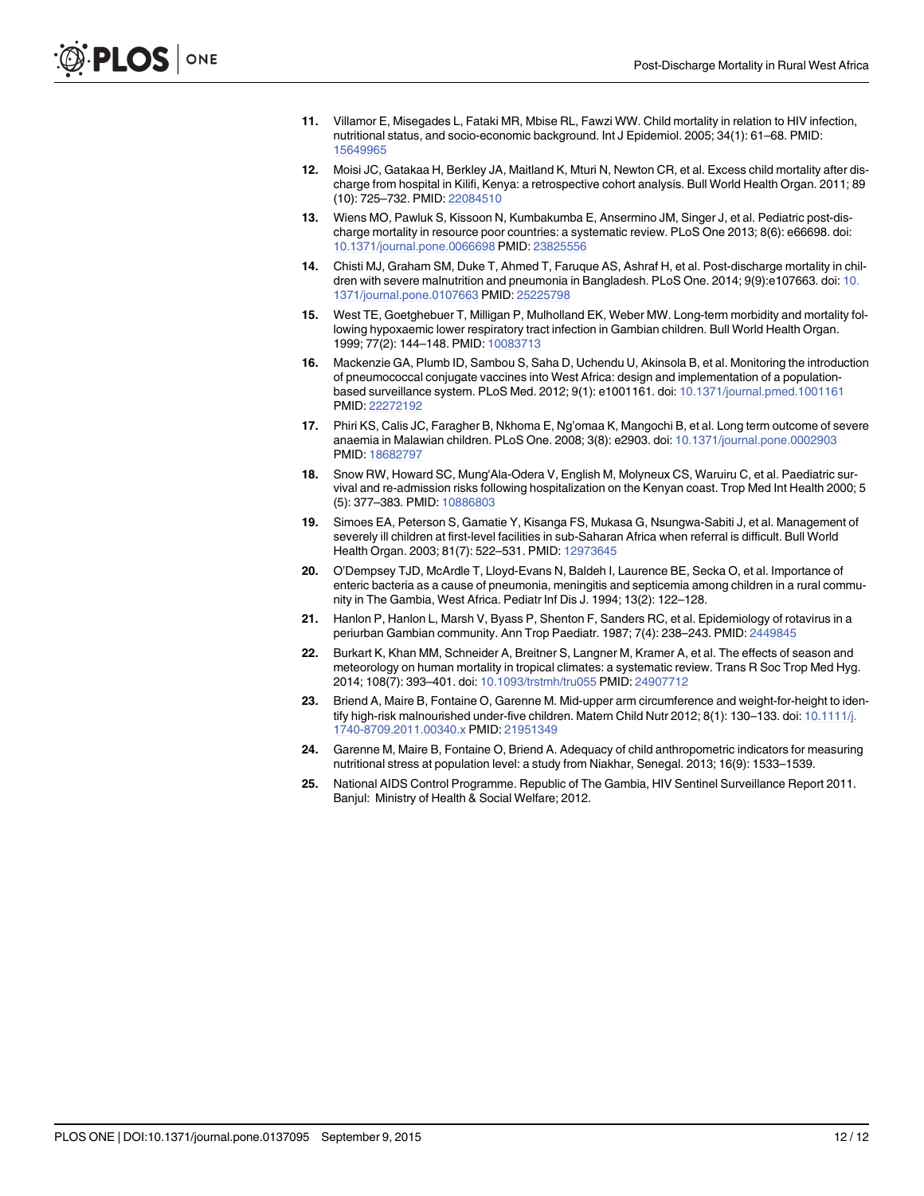11. Villamor E, Misegades L, Fataki MR, Mbise RL, Fawzi WW. Child mortality in relation to HIV infection, nutritional status, and socio-economic background. Int J Epidemiol. 2005; 34(1): 61–68. PMID: 15649965

12. Moisi JC, Gatakaa H, Berkley JA, Maitland K, Mturi N, Newton CR, et al. Excess child mortality after discharge from hospital in Kilifi, Kenya: a retrospective cohort analysis. Bull World Health Organ. 2011; 89 (10): 725–732. PMID: 22084510

13. Wiens MO, Pawluk S, Kissoon N, Kumbakumba E, Ansermino JM, Singer J, et al. Pediatric post-discharge mortality in resource poor countries: a systematic review. PLoS One 2013; 8(6): e66698. doi: 10.1371/journal.pone.0066698 PMID: 23825556

14. Chisti MJ, Graham SM, Duke T, Ahmed T, Faruque AS, Ashraf H, et al. Post-discharge mortality in children with severe malnutrition and pneumonia in Bangladesh. PLoS One. 2014; 9(9):e107663. doi: 10.1371/journal.pone.0107663 PMID: 25225798

15. West TE, Goetghebuer T, Milligan P, Mulholland EK, Weber MW. Long-term morbidity and mortality following hypoxaemic lower respiratory tract infection in Gambian children. Bull World Health Organ. 1999; 77(2): 144–148. PMID: 10083713

16. Mackenzie GA, Plumb ID, Sambou S, Saha D, Uchendu U, Akinsola B, et al. Monitoring the introduction of pneumococcal conjugate vaccines into West Africa: design and implementation of a population-based surveillance system. PLoS Med. 2012; 9(1): e1001161. doi: 10.1371/journal.pmed.1001161 PMID: 22272192

17. Phiri KS, Calis JC, Faragher B, Nkhoma E, Ng'omaa K, Mangochi B, et al. Long term outcome of severe anaemia in Malawian children. PLoS One. 2008; 3(8): e2903. doi: 10.1371/journal.pone.0002903 PMID: 18682797

18. Snow RW, Howard SC, Mung'Ala-Odera V, English M, Molyneux CS, Waruiru C, et al. Paediatric survival and re-admission risks following hospitalization on the Kenyan coast. Trop Med Int Health 2000; 5 (5): 377–383. PMID: 10886803

19. Simoes EA, Peterson S, Gamatie Y, Kisanga FS, Mukasa G, Nsungwa-Sabiti J, et al. Management of severely ill children at first-level facilities in sub-Saharan Africa when referral is difficult. Bull World Health Organ. 2003; 81(7): 522–531. PMID: 12973645

20. O'Dempsey TJD, McArdle T, Lloyd-Evans N, Baldeh I, Laurence BE, Secka O, et al. Importance of enteric bacteria as a cause of pneumonia, meningitis and septicemia among children in a rural community in The Gambia, West Africa. Pediatr Inf Dis J. 1994; 13(2): 122–128.

21. Hanlon P, Hanlon L, Marsh V, Byass P, Shenton F, Sanders RC, et al. Epidemiology of rotavirus in a periurban Gambian community. Ann Trop Paediatr. 1987; 7(4): 238–243. PMID: 2449845

22. Burkart K, Khan MM, Schneider A, Breitner S, Langner M, Kramer A, et al. The effects of season and meteorology on human mortality in tropical climates: a systematic review. Trans R Soc Trop Med Hyg. 2014; 108(7): 393–401. doi: 10.1093/trstmh/tru055 PMID: 24907712

23. Briend A, Maire B, Fontaine O, Garenne M. Mid-upper arm circumference and weight-for-height to identify high-risk malnourished under-five children. Matern Child Nutr 2012; 8(1): 130–133. doi: 10.1111/j.1740-8709.2011.00340.x PMID: 21951349

24. Garenne M, Maire B, Fontaine O, Briend A. Adequacy of child anthropometric indicators for measuring nutritional stress at population level: a study from Niakhar, Senegal. 2013; 16(9): 1533–1539.

25. National AIDS Control Programme. Republic of The Gambia, HIV Sentinel Surveillance Report 2011. Banjul: Ministry of Health & Social Welfare; 2012.